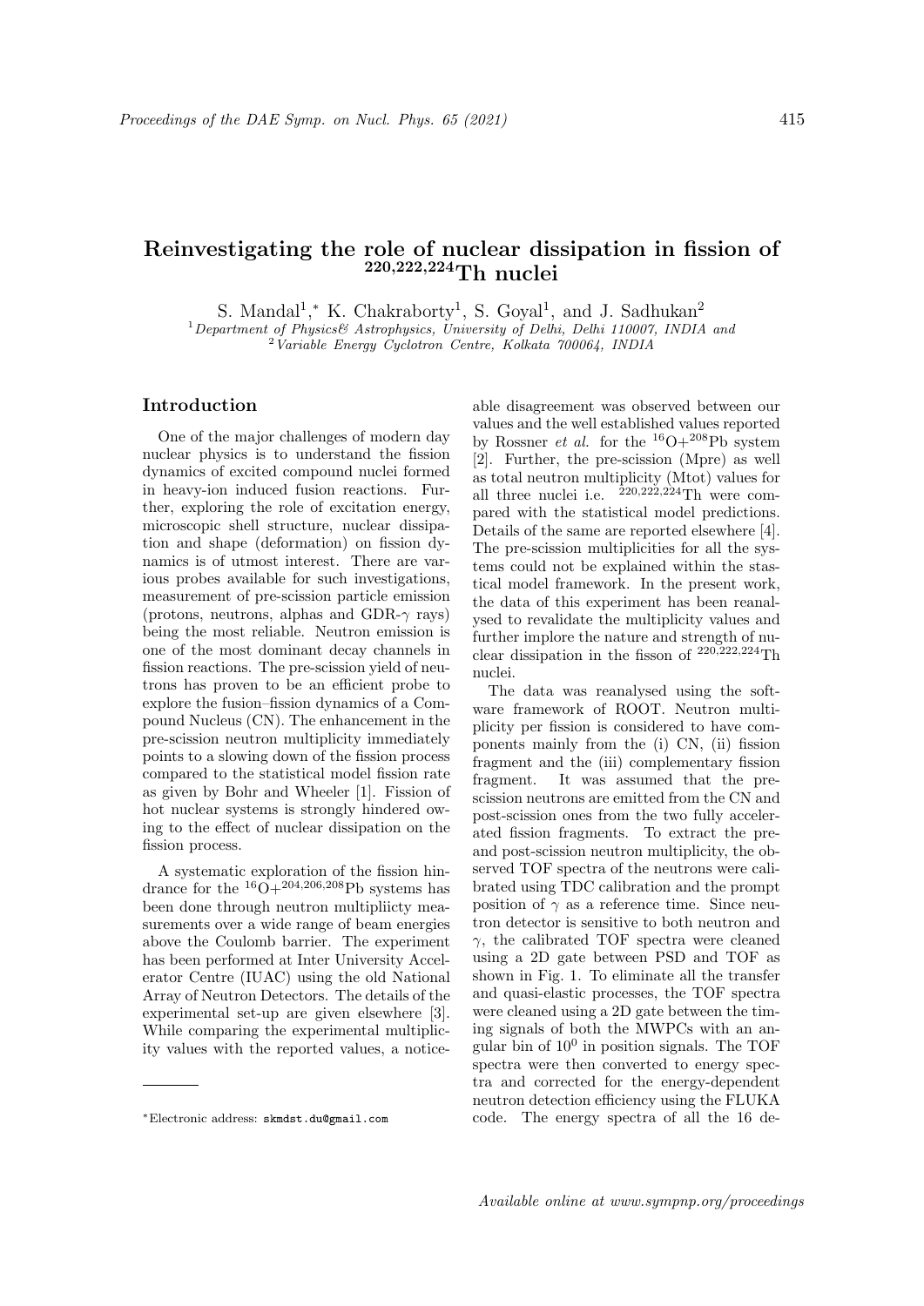# Reinvestigating the role of nuclear dissipation in fission of $^{220,222,224}$Th nuclei

S. Mandal[1],* K. Chakraborty[1], S. Goyal[1], and J. Sadhukan[2]

[1] *Department of Physics& Astrophysics, University of Delhi, Delhi 110007, INDIA and*
[2] *Variable Energy Cyclotron Centre, Kolkata 700064, INDIA*

## Introduction

One of the major challenges of modern day nuclear physics is to understand the fission dynamics of excited compound nuclei formed in heavy-ion induced fusion reactions. Further, exploring the role of excitation energy, microscopic shell structure, nuclear dissipation and shape (deformation) on fission dynamics is of utmost interest. There are various probes available for such investigations, measurement of pre-scission particle emission (protons, neutrons, alphas and GDR-$\gamma$ rays) being the most reliable. Neutron emission is one of the most dominant decay channels in fission reactions. The pre-scission yield of neutrons has proven to be an efficient probe to explore the fusion–fission dynamics of a Compound Nucleus (CN). The enhancement in the pre-scission neutron multiplicity immediately points to a slowing down of the fission process compared to the statistical model fission rate as given by Bohr and Wheeler [1]. Fission of hot nuclear systems is strongly hindered owing to the effect of nuclear dissipation on the fission process.

A systematic exploration of the fission hindrance for the $^{16}$O+$^{204,206,208}$Pb systems has been done through neutron multipliicty measurements over a wide range of beam energies above the Coulomb barrier. The experiment has been performed at Inter University Accelerator Centre (IUAC) using the old National Array of Neutron Detectors. The details of the experimental set-up are given elsewhere [3]. While comparing the experimental multiplicity values with the reported values, a noticeable disagreement was observed between our values and the well established values reported by Rossner *et al.* for the $^{16}$O+$^{208}$Pb system [2]. Further, the pre-scission (Mpre) as well as total neutron multiplicity (Mtot) values for all three nuclei i.e. $^{220,222,224}$Th were compared with the statistical model predictions. Details of the same are reported elsewhere [4]. The pre-scission multiplicities for all the systems could not be explained within the stastical model framework. In the present work, the data of this experiment has been reanalysed to revalidate the multiplicity values and further implore the nature and strength of nuclear dissipation in the fisson of $^{220,222,224}$Th nuclei.

The data was reanalysed using the software framework of ROOT. Neutron multiplicity per fission is considered to have components mainly from the (i) CN, (ii) fission fragment and the (iii) complementary fission fragment. It was assumed that the pre-scission neutrons are emitted from the CN and post-scission ones from the two fully accelerated fission fragments. To extract the pre- and post-scission neutron multiplicity, the observed TOF spectra of the neutrons were calibrated using TDC calibration and the prompt position of $\gamma$ as a reference time. Since neutron detector is sensitive to both neutron and $\gamma$, the calibrated TOF spectra were cleaned using a 2D gate between PSD and TOF as shown in Fig. 1. To eliminate all the transfer and quasi-elastic processes, the TOF spectra were cleaned using a 2D gate between the timing signals of both the MWPCs with an angular bin of $10^0$ in position signals. The TOF spectra were then converted to energy spectra and corrected for the energy-dependent neutron detection efficiency using the FLUKA code. The energy spectra of all the 16 de-

*Electronic address: skmdst.du@gmail.com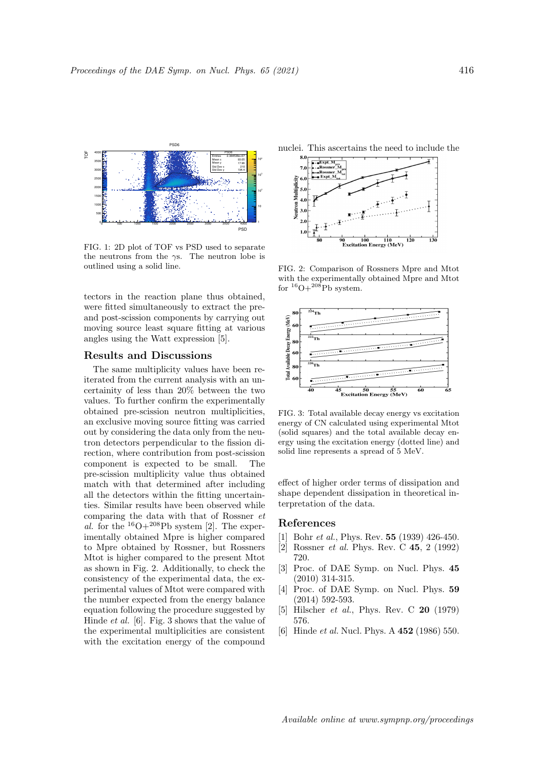PSD6

TOF

PSD

FIG. 1: 2D plot of TOF vs PSD used to separate the neutrons from the $\gamma$s. The neutron lobe is outlined using a solid line.

tectors in the reaction plane thus obtained, were fitted simultaneously to extract the pre- and post-scission components by carrying out moving source least square fitting at various angles using the Watt expression [5].

## Results and Discussions

The same multiplicity values have been reiterated from the current analysis with an uncertainity of less than 20% between the two values. To further confirm the experimentally obtained pre-scission neutron multiplicities, an exclusive moving source fitting was carried out by considering the data only from the neutron detectors perpendicular to the fission direction, where contribution from post-scission component is expected to be small. The pre-scission multiplicity value thus obtained match with that determined after including all the detectors within the fitting uncertainties. Similar results have been observed while comparing the data with that of Rossner *et al.* for the $^{16}$O+$^{208}$Pb system [2]. The experimentally obtained Mpre is higher compared to Mpre obtained by Rossner, but Rossners Mtot is higher compared to the present Mtot as shown in Fig. 2. Additionally, to check the consistency of the experimental data, the experimental values of Mtot were compared with the number expected from the energy balance equation following the procedure suggested by Hinde *et al.* [6]. Fig. 3 shows that the value of the experimental multiplicities are consistent with the excitation energy of the compound nuclei. This ascertains the need to include the

Expt_M$_{pre}$
Rossner_M$_{pre}$
Rossner_M$_{tot}$
Expt_M$_{tot}$

Neutron Multiplicity

Excitation Energy (MeV)

FIG. 2: Comparison of Rossners Mpre and Mtot with the experimentally obtained Mpre and Mtot for $^{16}$O+$^{208}$Pb system.

$^{224}$Th
$^{222}$Th
$^{220}$Th

Total Available Decay Energy (MeV)

Excitation Energy (MeV)

FIG. 3: Total available decay energy vs excitation energy of CN calculated using experimental Mtot (solid squares) and the total available decay energy using the excitation energy (dotted line) and solid line represents a spread of 5 MeV.

effect of higher order terms of dissipation and shape dependent dissipation in theoretical interpretation of the data.

## References

[1] Bohr *et al.*, Phys. Rev. **55** (1939) 426-450.
[2] Rossner *et al.* Phys. Rev. C **45**, 2 (1992) 720.
[3] Proc. of DAE Symp. on Nucl. Phys. **45** (2010) 314-315.
[4] Proc. of DAE Symp. on Nucl. Phys. **59** (2014) 592-593.
[5] Hilscher *et al.*, Phys. Rev. C **20** (1979) 576.
[6] Hinde *et al.* Nucl. Phys. A **452** (1986) 550.